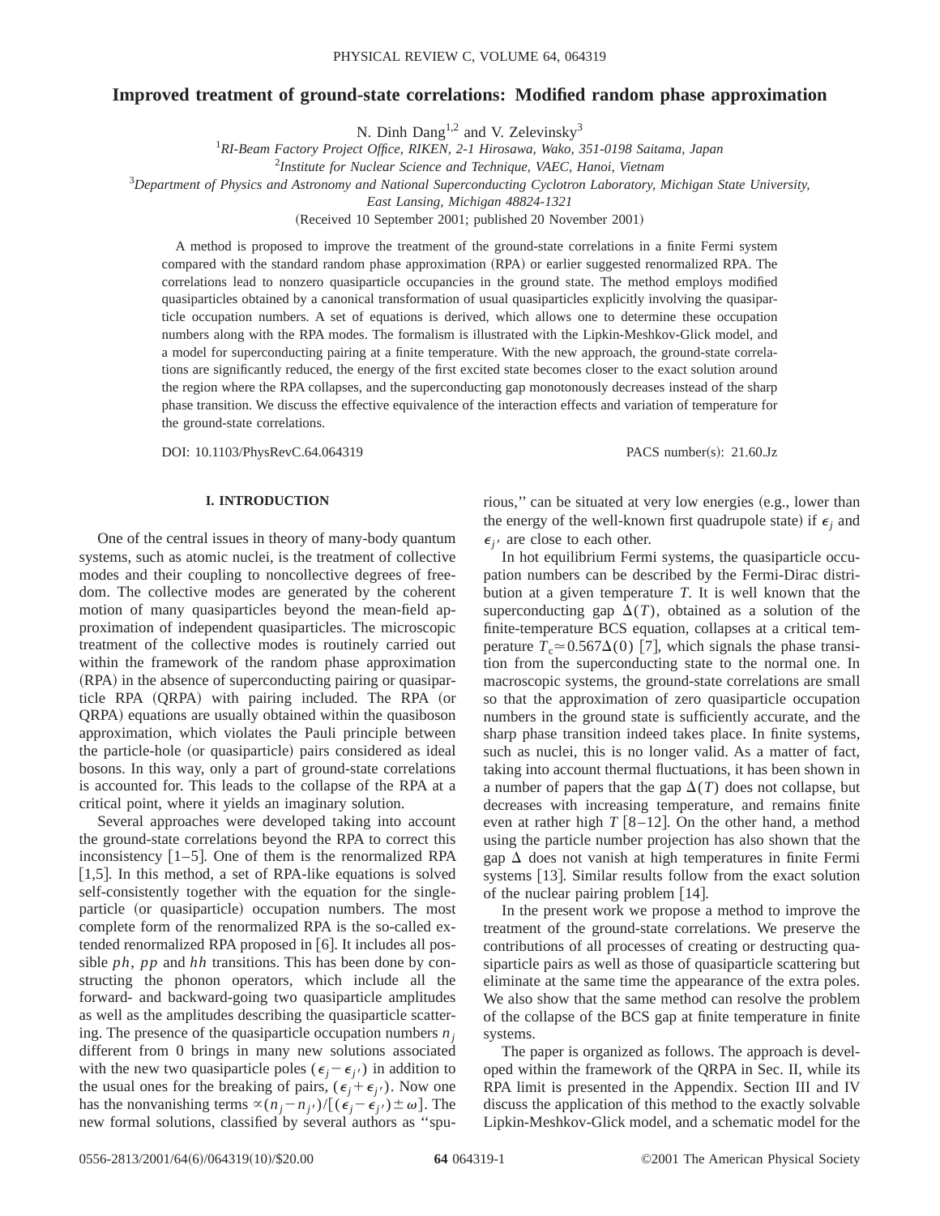# Improved treatment of ground-state correlations: Modified random phase approximation

N. Dinh Dang[1,2] and V. Zelevinsky[3]

[1]*RI-Beam Factory Project Office, RIKEN, 2-1 Hirosawa, Wako, 351-0198 Saitama, Japan*

[2]*Institute for Nuclear Science and Technique, VAEC, Hanoi, Vietnam*

[3]*Department of Physics and Astronomy and National Superconducting Cyclotron Laboratory, Michigan State University, East Lansing, Michigan 48824-1321*

(Received 10 September 2001; published 20 November 2001)

A method is proposed to improve the treatment of the ground-state correlations in a finite Fermi system compared with the standard random phase approximation (RPA) or earlier suggested renormalized RPA. The correlations lead to nonzero quasiparticle occupancies in the ground state. The method employs modified quasiparticles obtained by a canonical transformation of usual quasiparticles explicitly involving the quasiparticle occupation numbers. A set of equations is derived, which allows one to determine these occupation numbers along with the RPA modes. The formalism is illustrated with the Lipkin-Meshkov-Glick model, and a model for superconducting pairing at a finite temperature. With the new approach, the ground-state correlations are significantly reduced, the energy of the first excited state becomes closer to the exact solution around the region where the RPA collapses, and the superconducting gap monotonously decreases instead of the sharp phase transition. We discuss the effective equivalence of the interaction effects and variation of temperature for the ground-state correlations.

DOI: 10.1103/PhysRevC.64.064319 PACS number(s): 21.60.Jz

## I. INTRODUCTION

One of the central issues in theory of many-body quantum systems, such as atomic nuclei, is the treatment of collective modes and their coupling to noncollective degrees of freedom. The collective modes are generated by the coherent motion of many quasiparticles beyond the mean-field approximation of independent quasiparticles. The microscopic treatment of the collective modes is routinely carried out within the framework of the random phase approximation (RPA) in the absence of superconducting pairing or quasiparticle RPA (QRPA) with pairing included. The RPA (or QRPA) equations are usually obtained within the quasiboson approximation, which violates the Pauli principle between the particle-hole (or quasiparticle) pairs considered as ideal bosons. In this way, only a part of ground-state correlations is accounted for. This leads to the collapse of the RPA at a critical point, where it yields an imaginary solution.

Several approaches were developed taking into account the ground-state correlations beyond the RPA to correct this inconsistency [1–5]. One of them is the renormalized RPA [1,5]. In this method, a set of RPA-like equations is solved self-consistently together with the equation for the single-particle (or quasiparticle) occupation numbers. The most complete form of the renormalized RPA is the so-called extended renormalized RPA proposed in [6]. It includes all possible $ph$, $pp$ and $hh$ transitions. This has been done by constructing the phonon operators, which include all the forward- and backward-going two quasiparticle amplitudes as well as the amplitudes describing the quasiparticle scattering. The presence of the quasiparticle occupation numbers $n_j$ different from 0 brings in many new solutions associated with the new two quasiparticle poles $(\epsilon_j-\epsilon_{j'})$ in addition to the usual ones for the breaking of pairs, $(\epsilon_j+\epsilon_{j'})$. Now one has the nonvanishing terms $\propto(n_j-n_{j'})/[(\epsilon_j-\epsilon_{j'})\pm\omega]$. The new formal solutions, classified by several authors as "spurious," can be situated at very low energies (e.g., lower than the energy of the well-known first quadrupole state) if $\epsilon_j$ and $\epsilon_{j'}$ are close to each other.

In hot equilibrium Fermi systems, the quasiparticle occupation numbers can be described by the Fermi-Dirac distribution at a given temperature $T$. It is well known that the superconducting gap $\Delta(T)$, obtained as a solution of the finite-temperature BCS equation, collapses at a critical temperature $T_c\simeq 0.567\Delta(0)$ [7], which signals the phase transition from the superconducting state to the normal one. In macroscopic systems, the ground-state correlations are small so that the approximation of zero quasiparticle occupation numbers in the ground state is sufficiently accurate, and the sharp phase transition indeed takes place. In finite systems, such as nuclei, this is no longer valid. As a matter of fact, taking into account thermal fluctuations, it has been shown in a number of papers that the gap $\Delta(T)$ does not collapse, but decreases with increasing temperature, and remains finite even at rather high $T$ [8–12]. On the other hand, a method using the particle number projection has also shown that the gap $\Delta$ does not vanish at high temperatures in finite Fermi systems [13]. Similar results follow from the exact solution of the nuclear pairing problem [14].

In the present work we propose a method to improve the treatment of the ground-state correlations. We preserve the contributions of all processes of creating or destructing quasiparticle pairs as well as those of quasiparticle scattering but eliminate at the same time the appearance of the extra poles. We also show that the same method can resolve the problem of the collapse of the BCS gap at finite temperature in finite systems.

The paper is organized as follows. The approach is developed within the framework of the QRPA in Sec. II, while its RPA limit is presented in the Appendix. Section III and IV discuss the application of this method to the exactly solvable Lipkin-Meshkov-Glick model, and a schematic model for the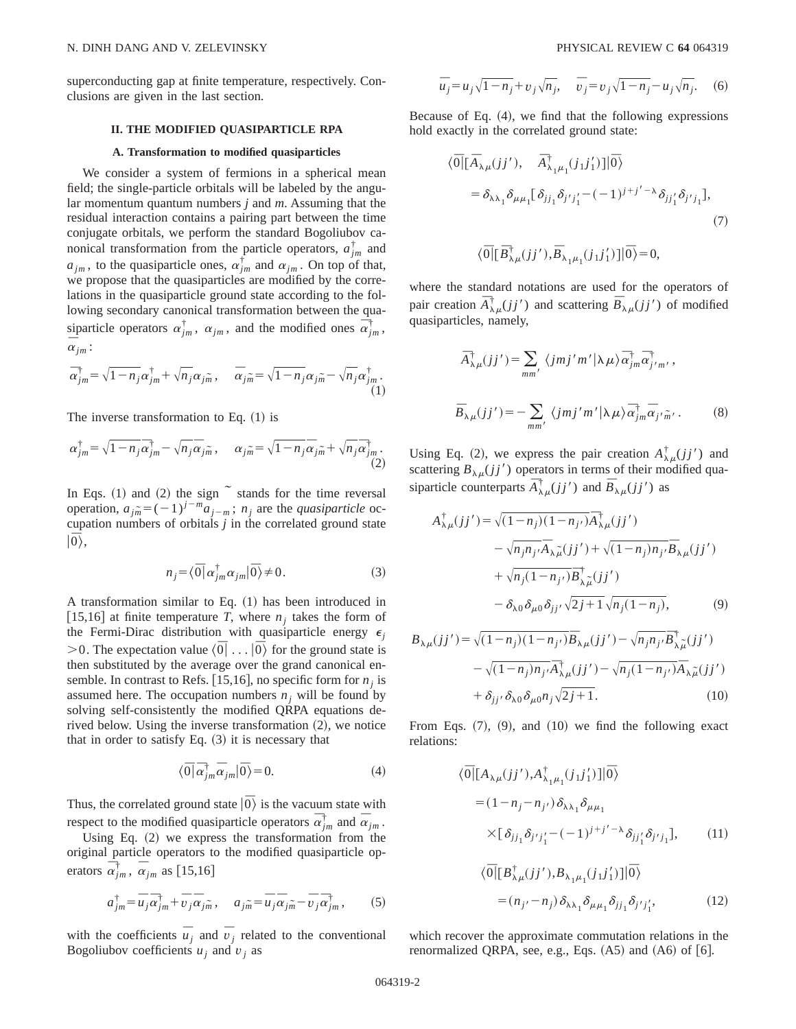superconducting gap at finite temperature, respectively. Conclusions are given in the last section.

## II. THE MODIFIED QUASIPARTICLE RPA

### A. Transformation to modified quasiparticles

We consider a system of fermions in a spherical mean field; the single-particle orbitals will be labeled by the angular momentum quantum numbers $j$ and $m$. Assuming that the residual interaction contains a pairing part between the time conjugate orbitals, we perform the standard Bogoliubov canonical transformation from the particle operators, $a_{jm}^{\dagger}$ and $a_{jm}$, to the quasiparticle ones, $\alpha_{jm}^{\dagger}$ and $\alpha_{jm}$. On top of that, we propose that the quasiparticles are modified by the correlations in the quasiparticle ground state according to the following secondary canonical transformation between the quasiparticle operators $\alpha_{jm}^{\dagger}$, $\alpha_{jm}$, and the modified ones $\bar{\alpha}_{jm}^{\dagger}$, $\bar{\alpha}_{jm}$:

$$\bar{\alpha}_{jm}^{\dagger}=\sqrt{1-n_j}\alpha_{jm}^{\dagger}+\sqrt{n_j}\alpha_{j\tilde{m}},\quad \bar{\alpha}_{j\tilde{m}}=\sqrt{1-n_j}\alpha_{j\tilde{m}}-\sqrt{n_j}\alpha_{jm}^{\dagger}. \tag{1}$$

The inverse transformation to Eq. (1) is

$$\alpha_{jm}^{\dagger}=\sqrt{1-n_j}\bar{\alpha}_{jm}^{\dagger}-\sqrt{n_j}\bar{\alpha}_{j\tilde{m}},\quad \alpha_{j\tilde{m}}=\sqrt{1-n_j}\bar{\alpha}_{j\tilde{m}}+\sqrt{n_j}\bar{\alpha}_{jm}^{\dagger}. \tag{2}$$

In Eqs. (1) and (2) the sign $\sim$ stands for the time reversal operation, $a_{j\tilde{m}}=(-1)^{j-m}a_{j-m}$; $n_j$ are the *quasiparticle* occupation numbers of orbitals $j$ in the correlated ground state $|\bar{0}\rangle$,

$$n_j=\langle\bar{0}|\alpha_{jm}^{\dagger}\alpha_{jm}|\bar{0}\rangle\neq 0. \tag{3}$$

A transformation similar to Eq. (1) has been introduced in [15,16] at finite temperature $T$, where $n_j$ takes the form of the Fermi-Dirac distribution with quasiparticle energy $\epsilon_j>0$. The expectation value $\langle\bar{0}|\ldots|\bar{0}\rangle$ for the ground state is then substituted by the average over the grand canonical ensemble. In contrast to Refs. [15,16], no specific form for $n_j$ is assumed here. The occupation numbers $n_j$ will be found by solving self-consistently the modified QRPA equations derived below. Using the inverse transformation (2), we notice that in order to satisfy Eq. (3) it is necessary that

$$\langle\bar{0}|\bar{\alpha}_{jm}^{\dagger}\bar{\alpha}_{jm}|\bar{0}\rangle=0. \tag{4}$$

Thus, the correlated ground state $|\bar{0}\rangle$ is the vacuum state with respect to the modified quasiparticle operators $\bar{\alpha}_{jm}^{\dagger}$ and $\bar{\alpha}_{jm}$.

Using Eq. (2) we express the transformation from the original particle operators to the modified quasiparticle operators $\bar{\alpha}_{jm}^{\dagger}$, $\bar{\alpha}_{jm}$ as [15,16]

$$a_{jm}^{\dagger}=\bar{u}_j\bar{\alpha}_{jm}^{\dagger}+\bar{v}_j\bar{\alpha}_{j\tilde{m}},\quad a_{j\tilde{m}}=\bar{u}_j\bar{\alpha}_{j\tilde{m}}-\bar{v}_j\bar{\alpha}_{jm}^{\dagger}, \tag{5}$$

with the coefficients $\bar{u}_j$ and $\bar{v}_j$ related to the conventional Bogoliubov coefficients $u_j$ and $v_j$ as

$$\bar{u}_j=u_j\sqrt{1-n_j}+v_j\sqrt{n_j},\quad \bar{v}_j=v_j\sqrt{1-n_j}-u_j\sqrt{n_j}. \tag{6}$$

Because of Eq. (4), we find that the following expressions hold exactly in the correlated ground state:

$$\langle\bar{0}|[\bar{A}_{\lambda\mu}(jj'),\quad \bar{A}_{\lambda_1\mu_1}^{\dagger}(j_1j_1')]|\bar{0}\rangle =\delta_{\lambda\lambda_1}\delta_{\mu\mu_1}[\delta_{jj_1}\delta_{j'j_1'}-(-1)^{j+j'-\lambda}\delta_{jj_1'}\delta_{j'j_1}], \tag{7}$$

$$\langle\bar{0}|[\bar{B}_{\lambda\mu}^{\dagger}(jj'),\bar{B}_{\lambda_1\mu_1}(j_1j_1')]|\bar{0}\rangle=0,$$

where the standard notations are used for the operators of pair creation $\bar{A}_{\lambda\mu}^{\dagger}(jj')$ and scattering $\bar{B}_{\lambda\mu}(jj')$ of modified quasiparticles, namely,

$$\bar{A}_{\lambda\mu}^{\dagger}(jj')=\sum_{mm'}\langle jmj'm'|\lambda\mu\rangle\bar{\alpha}_{jm}^{\dagger}\bar{\alpha}_{j'm'}^{\dagger},$$

$$\bar{B}_{\lambda\mu}(jj')=-\sum_{mm'}\langle jmj'm'|\lambda\mu\rangle\bar{\alpha}_{jm}^{\dagger}\bar{\alpha}_{j'\tilde{m}'}. \tag{8}$$

Using Eq. (2), we express the pair creation $A_{\lambda\mu}^{\dagger}(jj')$ and scattering $B_{\lambda\mu}(jj')$ operators in terms of their modified quasiparticle counterparts $\bar{A}_{\lambda\mu}^{\dagger}(jj')$ and $\bar{B}_{\lambda\mu}(jj')$ as

$$\begin{aligned}A_{\lambda\mu}^{\dagger}(jj')=&\sqrt{(1-n_j)(1-n_{j'})}\bar{A}_{\lambda\mu}^{\dagger}(jj')\\&-\sqrt{n_jn_{j'}}\bar{A}_{\lambda\tilde{\mu}}(jj')+\sqrt{(1-n_j)n_{j'}}\bar{B}_{\lambda\mu}(jj')\\&+\sqrt{n_j(1-n_{j'})}\bar{B}_{\lambda\tilde{\mu}}^{\dagger}(jj')\\&-\delta_{\lambda0}\delta_{\mu0}\delta_{jj'}\sqrt{2j+1}\sqrt{n_j(1-n_j)},\end{aligned} \tag{9}$$

$$\begin{aligned}B_{\lambda\mu}(jj')=&\sqrt{(1-n_j)(1-n_{j'})}\bar{B}_{\lambda\mu}(jj')-\sqrt{n_jn_{j'}}\bar{B}_{\lambda\tilde{\mu}}^{\dagger}(jj')\\&-\sqrt{(1-n_j)n_{j'}}\bar{A}_{\lambda\mu}^{\dagger}(jj')-\sqrt{n_j(1-n_{j'})}\bar{A}_{\lambda\tilde{\mu}}(jj')\\&+\delta_{jj'}\delta_{\lambda0}\delta_{\mu0}n_j\sqrt{2j+1}.\end{aligned} \tag{10}$$

From Eqs. (7), (9), and (10) we find the following exact relations:

$$\begin{aligned}\langle\bar{0}|[A_{\lambda\mu}(jj'),A_{\lambda_1\mu_1}^{\dagger}(j_1j_1')]|\bar{0}\rangle&=(1-n_j-n_{j'})\delta_{\lambda\lambda_1}\delta_{\mu\mu_1}\\&\times[\delta_{jj_1}\delta_{j'j_1'}-(-1)^{j+j'-\lambda}\delta_{jj_1'}\delta_{j'j_1}],\end{aligned} \tag{11}$$

$$\langle\bar{0}|[B_{\lambda\mu}^{\dagger}(jj'),B_{\lambda_1\mu_1}(j_1j_1')]|\bar{0}\rangle=(n_{j'}-n_j)\delta_{\lambda\lambda_1}\delta_{\mu\mu_1}\delta_{jj_1}\delta_{j'j_1'}, \tag{12}$$

which recover the approximate commutation relations in the renormalized QRPA, see, e.g., Eqs. (A5) and (A6) of [6].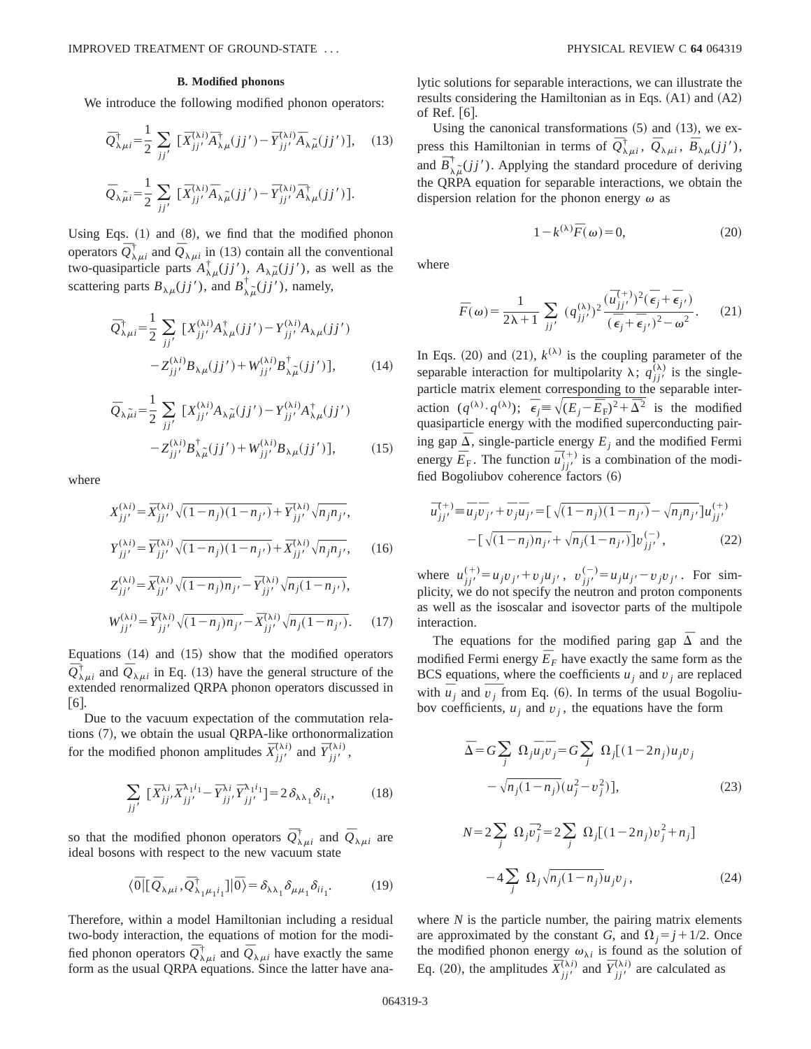### B. Modified phonons

We introduce the following modified phonon operators:

$$\bar{Q}^{\dagger}_{\lambda\mu i}=\frac{1}{2}\sum_{jj'}\left[\bar{X}^{(\lambda i)}_{jj'}\bar{A}^{\dagger}_{\lambda\mu}(jj')-\bar{Y}^{(\lambda i)}_{jj'}\bar{A}_{\lambda\tilde{\mu}}(jj')\right], \quad (13)$$

$$\bar{Q}_{\lambda\tilde{\mu}i}=\frac{1}{2}\sum_{jj'}\left[\bar{X}^{(\lambda i)}_{jj'}\bar{A}_{\lambda\tilde{\mu}}(jj')-\bar{Y}^{(\lambda i)}_{jj'}\bar{A}^{\dagger}_{\lambda\mu}(jj')\right].$$

Using Eqs. (1) and (8), we find that the modified phonon operators $\bar{Q}^{\dagger}_{\lambda\mu i}$ and $\bar{Q}_{\lambda\mu i}$ in (13) contain all the conventional two-quasiparticle parts $A^{\dagger}_{\lambda\mu}(jj')$, $A_{\lambda\tilde{\mu}}(jj')$, as well as the scattering parts $B_{\lambda\mu}(jj')$, and $B^{\dagger}_{\lambda\tilde{\mu}}(jj')$, namely,

$$\bar{Q}^{\dagger}_{\lambda\mu i}=\frac{1}{2}\sum_{jj'}\left[X^{(\lambda i)}_{jj'}A^{\dagger}_{\lambda\mu}(jj')-Y^{(\lambda i)}_{jj'}A_{\lambda\mu}(jj')-Z^{(\lambda i)}_{jj'}B_{\lambda\mu}(jj')+W^{(\lambda i)}_{jj'}B^{\dagger}_{\lambda\tilde{\mu}}(jj')\right], \quad (14)$$

$$\bar{Q}_{\lambda\tilde{\mu}i}=\frac{1}{2}\sum_{jj'}\left[X^{(\lambda i)}_{jj'}A_{\lambda\tilde{\mu}}(jj')-Y^{(\lambda i)}_{jj'}A^{\dagger}_{\lambda\mu}(jj')-Z^{(\lambda i)}_{jj'}B^{\dagger}_{\lambda\tilde{\mu}}(jj')+W^{(\lambda i)}_{jj'}B_{\lambda\mu}(jj')\right], \quad (15)$$

where

$$X^{(\lambda i)}_{jj'}=\bar{X}^{(\lambda i)}_{jj'}\sqrt{(1-n_j)(1-n_{j'})}+\bar{Y}^{(\lambda i)}_{jj'}\sqrt{n_jn_{j'}},$$

$$Y^{(\lambda i)}_{jj'}=\bar{Y}^{(\lambda i)}_{jj'}\sqrt{(1-n_j)(1-n_{j'})}+\bar{X}^{(\lambda i)}_{jj'}\sqrt{n_jn_{j'}}, \quad (16)$$

$$Z^{(\lambda i)}_{jj'}=\bar{X}^{(\lambda i)}_{jj'}\sqrt{(1-n_j)n_{j'}}-\bar{Y}^{(\lambda i)}_{jj'}\sqrt{n_j(1-n_{j'})},$$

$$W^{(\lambda i)}_{jj'}=\bar{Y}^{(\lambda i)}_{jj'}\sqrt{(1-n_j)n_{j'}}-\bar{X}^{(\lambda i)}_{jj'}\sqrt{n_j(1-n_{j'})}. \quad (17)$$

Equations (14) and (15) show that the modified operators $\bar{Q}^{\dagger}_{\lambda\mu i}$ and $\bar{Q}_{\lambda\mu i}$ in Eq. (13) have the general structure of the extended renormalized QRPA phonon operators discussed in [6].

Due to the vacuum expectation of the commutation relations (7), we obtain the usual QRPA-like orthonormalization for the modified phonon amplitudes $\bar{X}^{(\lambda i)}_{jj'}$ and $\bar{Y}^{(\lambda i)}_{jj'}$,

$$\sum_{jj'}\left[\bar{X}^{\lambda i}_{jj'}\bar{X}^{\lambda_1 i_1}_{jj'}-\bar{Y}^{\lambda i}_{jj'}\bar{Y}^{\lambda_1 i_1}_{jj'}\right]=2\delta_{\lambda\lambda_1}\delta_{ii_1}, \quad (18)$$

so that the modified phonon operators $\bar{Q}^{\dagger}_{\lambda\mu i}$ and $\bar{Q}_{\lambda\mu i}$ are ideal bosons with respect to the new vacuum state

$$\langle\bar{0}|[\bar{Q}_{\lambda\mu i},\bar{Q}^{\dagger}_{\lambda_1\mu_1 i_1}]|\bar{0}\rangle=\delta_{\lambda\lambda_1}\delta_{\mu\mu_1}\delta_{ii_1}. \quad (19)$$

Therefore, within a model Hamiltonian including a residual two-body interaction, the equations of motion for the modified phonon operators $\bar{Q}^{\dagger}_{\lambda\mu i}$ and $\bar{Q}_{\lambda\mu i}$ have exactly the same form as the usual QRPA equations. Since the latter have analytic solutions for separable interactions, we can illustrate the results considering the Hamiltonian as in Eqs. (A1) and (A2) of Ref. [6].

Using the canonical transformations (5) and (13), we express this Hamiltonian in terms of $\bar{Q}^{\dagger}_{\lambda\mu i}$, $\bar{Q}_{\lambda\mu i}$, $\bar{B}_{\lambda\mu}(jj')$, and $\bar{B}^{\dagger}_{\lambda\tilde{\mu}}(jj')$. Applying the standard procedure of deriving the QRPA equation for separable interactions, we obtain the dispersion relation for the phonon energy $\omega$ as

$$1-k^{(\lambda)}\bar{F}(\omega)=0, \quad (20)$$

where

$$\bar{F}(\omega)=\frac{1}{2\lambda+1}\sum_{jj'}(q^{(\lambda)}_{jj'})^2\frac{(\bar{u}^{(+)}_{jj'})^2(\bar{\epsilon}_j+\bar{\epsilon}_{j'})}{(\bar{\epsilon}_j+\bar{\epsilon}_{j'})^2-\omega^2}. \quad (21)$$

In Eqs. (20) and (21), $k^{(\lambda)}$ is the coupling parameter of the separable interaction for multipolarity $\lambda$; $q^{(\lambda)}_{jj'}$ is the single-particle matrix element corresponding to the separable interaction $(q^{(\lambda)}\cdot q^{(\lambda)})$; $\bar{\epsilon}_j\equiv\sqrt{(E_j-\bar{E}_{\rm F})^2+\bar{\Delta}^2}$ is the modified quasiparticle energy with the modified superconducting pairing gap $\bar{\Delta}$, single-particle energy $E_j$ and the modified Fermi energy $\bar{E}_{\rm F}$. The function $\bar{u}^{(+)}_{jj'}$ is a combination of the modified Bogoliubov coherence factors (6)

$$\bar{u}^{(+)}_{jj'}\equiv\bar{u}_j\bar{v}_{j'}+\bar{v}_j\bar{u}_{j'}=\left[\sqrt{(1-n_j)(1-n_{j'})}-\sqrt{n_jn_{j'}}\right]u^{(+)}_{jj'}-\left[\sqrt{(1-n_j)n_{j'}}+\sqrt{n_j(1-n_{j'})}\right]v^{(-)}_{jj'}, \quad (22)$$

where $u^{(+)}_{jj'}=u_jv_{j'}+v_ju_{j'}$, $v^{(-)}_{jj'}=u_ju_{j'}-v_jv_{j'}$. For simplicity, we do not specify the neutron and proton components as well as the isoscalar and isovector parts of the multipole interaction.

The equations for the modified paring gap $\bar{\Delta}$ and the modified Fermi energy $\bar{E}_F$ have exactly the same form as the BCS equations, where the coefficients $u_j$ and $v_j$ are replaced with $\bar{u}_j$ and $\bar{v}_j$ from Eq. (6). In terms of the usual Bogoliubov coefficients, $u_j$ and $v_j$, the equations have the form

$$\bar{\Delta}=G\sum_j\Omega_j\bar{u}_j\bar{v}_j=G\sum_j\Omega_j\left[(1-2n_j)u_jv_j-\sqrt{n_j(1-n_j)}(u_j^2-v_j^2)\right], \quad (23)$$

$$N=2\sum_j\Omega_j\bar{v}_j^2=2\sum_j\Omega_j\left[(1-2n_j)v_j^2+n_j\right]-4\sum_j\Omega_j\sqrt{n_j(1-n_j)}u_jv_j, \quad (24)$$

where $N$ is the particle number, the pairing matrix elements are approximated by the constant $G$, and $\Omega_j=j+1/2$. Once the modified phonon energy $\omega_{\lambda i}$ is found as the solution of Eq. (20), the amplitudes $\bar{X}^{(\lambda i)}_{jj'}$ and $\bar{Y}^{(\lambda i)}_{jj'}$ are calculated as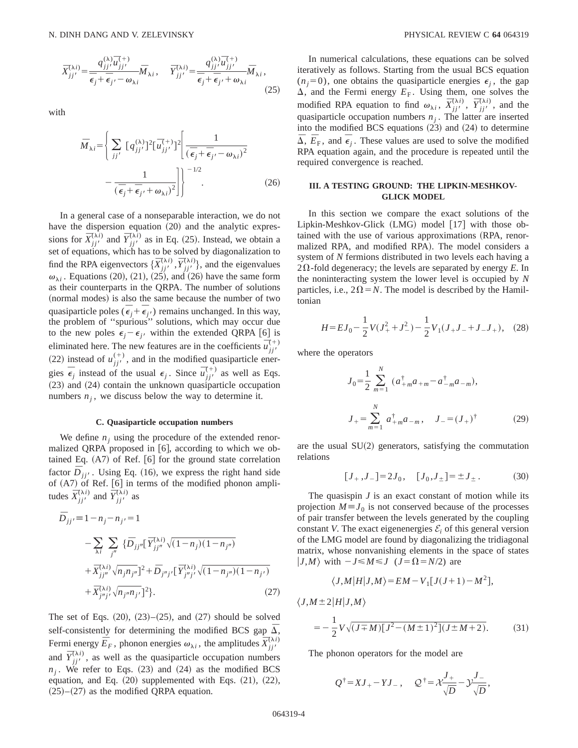$$\bar{X}_{jj'}^{(\lambda i)} = \frac{q_{jj'}^{(\lambda)} \bar{u}_{jj'}^{(+)}}{\bar{\epsilon}_j + \bar{\epsilon}_{j'} - \omega_{\lambda i}} \bar{M}_{\lambda i}, \quad \bar{Y}_{jj'}^{(\lambda i)} = \frac{q_{jj'}^{(\lambda)} \bar{u}_{jj'}^{(+)}}{\bar{\epsilon}_j + \bar{\epsilon}_{j'} + \omega_{\lambda i}} \bar{M}_{\lambda i}, \tag{25}$$

with

$$\bar{M}_{\lambda i} = \left\{ \sum_{jj'} [q_{jj'}^{(\lambda)}]^2 [\bar{u}_{jj'}^{(+)}]^2 \left[ \frac{1}{(\bar{\epsilon}_j + \bar{\epsilon}_{j'} - \omega_{\lambda i})^2} - \frac{1}{(\bar{\epsilon}_j + \bar{\epsilon}_{j'} + \omega_{\lambda i})^2} \right] \right\}^{-1/2}. \tag{26}$$

In a general case of a nonseparable interaction, we do not have the dispersion equation (20) and the analytic expressions for $\bar{X}_{jj'}^{(\lambda i)}$ and $\bar{Y}_{jj'}^{(\lambda i)}$ as in Eq. (25). Instead, we obtain a set of equations, which has to be solved by diagonalization to find the RPA eigenvectors $\{\bar{X}_{jj'}^{(\lambda i)}, \bar{Y}_{jj'}^{(\lambda i)}\}$, and the eigenvalues $\omega_{\lambda i}$. Equations (20), (21), (25), and (26) have the same form as their counterparts in the QRPA. The number of solutions (normal modes) is also the same because the number of two quasiparticle poles $(\bar{\epsilon}_j + \bar{\epsilon}_{j'})$ remains unchanged. In this way, the problem of "spurious" solutions, which may occur due to the new poles $\epsilon_j - \epsilon_{j'}$ within the extended QRPA [6] is eliminated here. The new features are in the coefficients $\bar{u}_{jj'}^{(+)}$ (22) instead of $u_{jj'}^{(+)}$, and in the modified quasiparticle energies $\bar{\epsilon}_j$ instead of the usual $\epsilon_j$. Since $\bar{u}_{jj'}^{(+)}$ as well as Eqs. (23) and (24) contain the unknown quasiparticle occupation numbers $n_j$, we discuss below the way to determine it.

### C. Quasiparticle occupation numbers

We define $n_j$ using the procedure of the extended renormalized QRPA proposed in [6], according to which we obtained Eq. (A7) of Ref. [6] for the ground state correlation factor $\bar{D}_{jj'}$. Using Eq. (16), we express the right hand side of (A7) of Ref. [6] in terms of the modified phonon amplitudes $\bar{X}_{jj'}^{(\lambda i)}$ and $\bar{Y}_{jj'}^{(\lambda i)}$ as

$$\begin{aligned}
\bar{D}_{jj'} \equiv 1 - n_j - n_{j'} = 1 & - \sum_{\lambda i} \sum_{j''} \{ \bar{D}_{jj''} [\bar{Y}_{jj''}^{(\lambda i)} \sqrt{(1-n_j)(1-n_{j''})} \\
& + \bar{X}_{jj''}^{(\lambda i)} \sqrt{n_j n_{j''}}]^2 + \bar{D}_{j''j'} [\bar{Y}_{j''j'}^{(\lambda i)} \sqrt{(1-n_{j''})(1-n_{j'})} \\
& + \bar{X}_{j''j'}^{(\lambda i)} \sqrt{n_{j''} n_{j'}}]^2 \}.
\end{aligned} \tag{27}$$

The set of Eqs. (20), (23)–(25), and (27) should be solved self-consistently for determining the modified BCS gap $\bar{\Delta}$, Fermi energy $\bar{E}_F$, phonon energies $\omega_{\lambda i}$, the amplitudes $\bar{X}_{jj'}^{(\lambda i)}$ and $\bar{Y}_{jj'}^{(\lambda i)}$, as well as the quasiparticle occupation numbers $n_j$. We refer to Eqs. (23) and (24) as the modified BCS equation, and Eq. (20) supplemented with Eqs. (21), (22), (25)–(27) as the modified QRPA equation.

In numerical calculations, these equations can be solved iteratively as follows. Starting from the usual BCS equation $(n_j = 0)$, one obtains the quasiparticle energies $\epsilon_j$, the gap $\Delta$, and the Fermi energy $E_F$. Using them, one solves the modified RPA equation to find $\omega_{\lambda i}$, $\bar{X}_{jj'}^{(\lambda i)}$, $\bar{Y}_{jj'}^{(\lambda i)}$, and the quasiparticle occupation numbers $n_j$. The latter are inserted into the modified BCS equations (23) and (24) to determine $\bar{\Delta}$, $\bar{E}_F$, and $\bar{\epsilon}_j$. These values are used to solve the modified RPA equation again, and the procedure is repeated until the required convergence is reached.

## III. A TESTING GROUND: THE LIPKIN-MESHKOV-GLICK MODEL

In this section we compare the exact solutions of the Lipkin-Meshkov-Glick (LMG) model [17] with those obtained with the use of various approximations (RPA, renormalized RPA, and modified RPA). The model considers a system of $N$ fermions distributed in two levels each having a $2\Omega$-fold degeneracy; the levels are separated by energy $E$. In the noninteracting system the lower level is occupied by $N$ particles, i.e., $2\Omega = N$. The model is described by the Hamiltonian

$$H = EJ_0 - \frac{1}{2} V (J_+^2 + J_-^2) - \frac{1}{2} V_1 (J_+ J_- + J_- J_+), \tag{28}$$

where the operators

$$J_0 = \frac{1}{2} \sum_{m=1}^{N} (a_{+m}^\dagger a_{+m} - a_{-m}^\dagger a_{-m}),$$

$$J_+ = \sum_{m=1}^{N} a_{+m}^\dagger a_{-m}, \quad J_- = (J_+)^\dagger \tag{29}$$

are the usual SU(2) generators, satisfying the commutation relations

$$[J_+, J_-] = 2J_0, \quad [J_0, J_\pm] = \pm J_\pm. \tag{30}$$

The quasispin $J$ is an exact constant of motion while its projection $M \equiv J_0$ is not conserved because of the processes of pair transfer between the levels generated by the coupling constant $V$. The exact eigenenergies $\mathcal{E}_i$ of this general version of the LMG model are found by diagonalizing the tridiagonal matrix, whose nonvanishing elements in the space of states $|J, M\rangle$ with $-J \leqslant M \leqslant J$ $(J = \Omega = N/2)$ are

$$\langle J, M | H | J, M \rangle = EM - V_1 [J(J+1) - M^2],$$

$$\langle J, M \pm 2 | H | J, M \rangle = -\frac{1}{2} V \sqrt{(J \mp M)[J^2 - (M \pm 1)^2](J \pm M + 2)}. \tag{31}$$

The phonon operators for the model are

$$Q^\dagger = XJ_+ - YJ_-, \quad \mathcal{Q}^\dagger = \mathcal{X} \frac{J_+}{\sqrt{D}} - \mathcal{Y} \frac{J_-}{\sqrt{D}},$$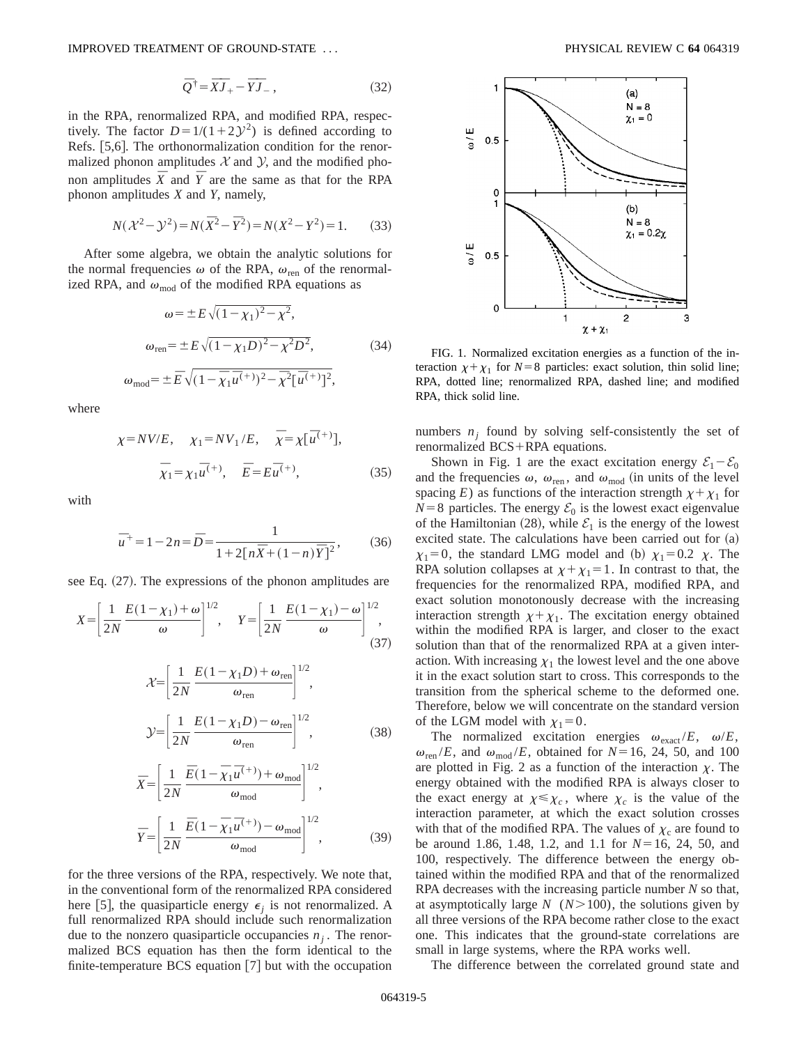$$\bar{Q}^{\dagger}=\bar{X}\bar{J}_{+}-\bar{Y}\bar{J}_{-}, \tag{32}$$

in the RPA, renormalized RPA, and modified RPA, respectively. The factor $D=1/(1+2\mathcal{Y}^2)$ is defined according to Refs. [5,6]. The orthonormalization condition for the renormalized phonon amplitudes $\mathcal{X}$ and $\mathcal{Y}$, and the modified phonon amplitudes $\bar{X}$ and $\bar{Y}$ are the same as that for the RPA phonon amplitudes $X$ and $Y$, namely,

$$N(\mathcal{X}^2-\mathcal{Y}^2)=N(\bar{X}^2-\bar{Y}^2)=N(X^2-Y^2)=1. \tag{33}$$

After some algebra, we obtain the analytic solutions for the normal frequencies $\omega$ of the RPA, $\omega_{\rm ren}$ of the renormalized RPA, and $\omega_{\rm mod}$ of the modified RPA equations as

$$\omega=\pm E\sqrt{(1-\chi_1)^2-\chi^2},$$

$$\omega_{\rm ren}=\pm E\sqrt{(1-\chi_1 D)^2-\chi^2 D^2}, \tag{34}$$

$$\omega_{\rm mod}=\pm\bar{E}\sqrt{(1-\bar{\chi}_1\overline{u^{(+)}})^2-\bar{\chi}^2[\overline{u^{(+)}}]^2},$$

where

$$\chi=NV/E,\quad \chi_1=NV_1/E,\quad \bar{\chi}=\chi[\overline{u^{(+)}}],$$

$$\bar{\chi}_1=\chi_1\overline{u^{(+)}},\quad \bar{E}=E\overline{u^{(+)}}, \tag{35}$$

with

$$\overline{u}^{+}=1-2n=\bar{D}=\frac{1}{1+2[n\bar{X}+(1-n)\bar{Y}]^2}, \tag{36}$$

see Eq. (27). The expressions of the phonon amplitudes are

$$X=\left[\frac{1}{2N}\frac{E(1-\chi_1)+\omega}{\omega}\right]^{1/2},\quad Y=\left[\frac{1}{2N}\frac{E(1-\chi_1)-\omega}{\omega}\right]^{1/2}, \tag{37}$$

$$\mathcal{X}=\left[\frac{1}{2N}\frac{E(1-\chi_1 D)+\omega_{\rm ren}}{\omega_{\rm ren}}\right]^{1/2},$$

$$\mathcal{Y}=\left[\frac{1}{2N}\frac{E(1-\chi_1 D)-\omega_{\rm ren}}{\omega_{\rm ren}}\right]^{1/2}, \tag{38}$$

$$\bar{X}=\left[\frac{1}{2N}\frac{\bar{E}(1-\bar{\chi}_1\overline{u^{(+)}})+\omega_{\rm mod}}{\omega_{\rm mod}}\right]^{1/2},$$

$$\bar{Y}=\left[\frac{1}{2N}\frac{\bar{E}(1-\bar{\chi}_1\overline{u^{(+)}})-\omega_{\rm mod}}{\omega_{\rm mod}}\right]^{1/2}, \tag{39}$$

for the three versions of the RPA, respectively. We note that, in the conventional form of the renormalized RPA considered here [5], the quasiparticle energy $\epsilon_j$ is not renormalized. A full renormalized RPA should include such renormalization due to the nonzero quasiparticle occupancies $n_j$. The renormalized BCS equation has then the form identical to the finite-temperature BCS equation [7] but with the occupation numbers $n_j$ found by solving self-consistently the set of renormalized BCS+RPA equations.

FIG. 1. Normalized excitation energies as a function of the interaction $\chi+\chi_1$ for $N=8$ particles: exact solution, thin solid line; RPA, dotted line; renormalized RPA, dashed line; and modified RPA, thick solid line.

Shown in Fig. 1 are the exact excitation energy $\mathcal{E}_1-\mathcal{E}_0$ and the frequencies $\omega$, $\omega_{\rm ren}$, and $\omega_{\rm mod}$ (in units of the level spacing $E$) as functions of the interaction strength $\chi+\chi_1$ for $N=8$ particles. The energy $\mathcal{E}_0$ is the lowest exact eigenvalue of the Hamiltonian (28), while $\mathcal{E}_1$ is the energy of the lowest excited state. The calculations have been carried out for (a) $\chi_1=0$, the standard LMG model and (b) $\chi_1=0.2\ \chi$. The RPA solution collapses at $\chi+\chi_1=1$. In contrast to that, the frequencies for the renormalized RPA, modified RPA, and exact solution monotonously decrease with the increasing interaction strength $\chi+\chi_1$. The excitation energy obtained within the modified RPA is larger, and closer to the exact solution than that of the renormalized RPA at a given interaction. With increasing $\chi_1$ the lowest level and the one above it in the exact solution start to cross. This corresponds to the transition from the spherical scheme to the deformed one. Therefore, below we will concentrate on the standard version of the LGM model with $\chi_1=0$.

The normalized excitation energies $\omega_{\rm exact}/E$, $\omega/E$, $\omega_{\rm ren}/E$, and $\omega_{\rm mod}/E$, obtained for $N=16$, 24, 50, and 100 are plotted in Fig. 2 as a function of the interaction $\chi$. The energy obtained with the modified RPA is always closer to the exact energy at $\chi\leqslant\chi_c$, where $\chi_c$ is the value of the interaction parameter, at which the exact solution crosses with that of the modified RPA. The values of $\chi_{\rm c}$ are found to be around 1.86, 1.48, 1.2, and 1.1 for $N=16$, 24, 50, and 100, respectively. The difference between the energy obtained within the modified RPA and that of the renormalized RPA decreases with the increasing particle number $N$ so that, at asymptotically large $N$ ($N>100$), the solutions given by all three versions of the RPA become rather close to the exact one. This indicates that the ground-state correlations are small in large systems, where the RPA works well.

The difference between the correlated ground state and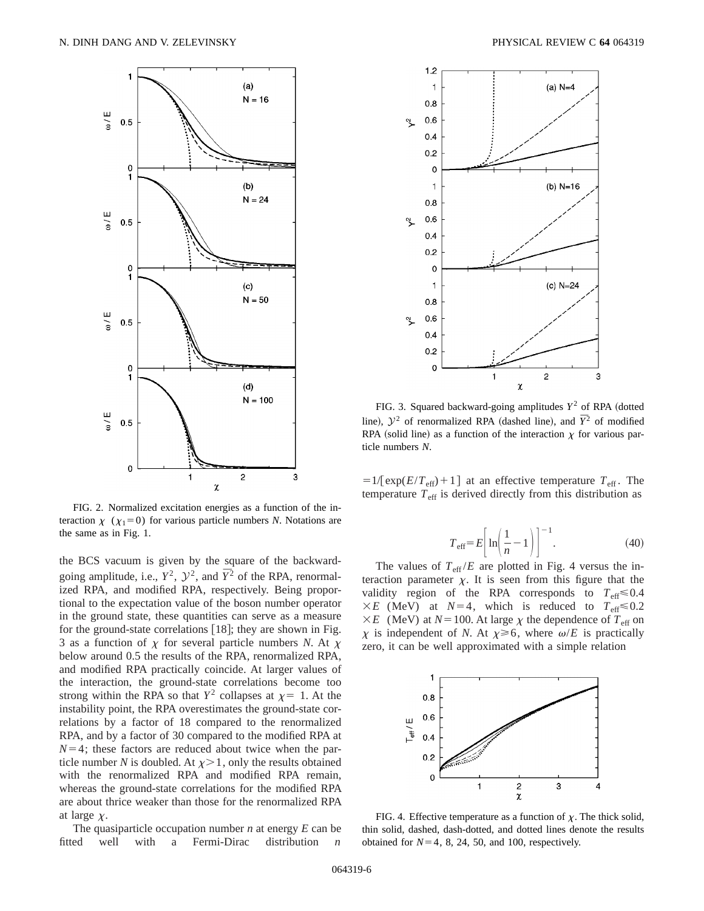FIG. 2. Normalized excitation energies as a function of the interaction $\chi$ ($\chi_1=0$) for various particle numbers $N$. Notations are the same as in Fig. 1.

the BCS vacuum is given by the square of the backward-going amplitude, i.e., $Y^2$, $\mathcal{Y}^2$, and $\overline{Y}^2$ of the RPA, renormalized RPA, and modified RPA, respectively. Being proportional to the expectation value of the boson number operator in the ground state, these quantities can serve as a measure for the ground-state correlations [18]; they are shown in Fig. 3 as a function of $\chi$ for several particle numbers $N$. At $\chi$ below around 0.5 the results of the RPA, renormalized RPA, and modified RPA practically coincide. At larger values of the interaction, the ground-state correlations become too strong within the RPA so that $Y^2$ collapses at $\chi=1$. At the instability point, the RPA overestimates the ground-state correlations by a factor of 18 compared to the renormalized RPA, and by a factor of 30 compared to the modified RPA at $N=4$; these factors are reduced about twice when the particle number $N$ is doubled. At $\chi>1$, only the results obtained with the renormalized RPA and modified RPA remain, whereas the ground-state correlations for the modified RPA are about thrice weaker than those for the renormalized RPA at large $\chi$.

The quasiparticle occupation number $n$ at energy $E$ can be fitted well with a Fermi-Dirac distribution $n=1/[\exp(E/T_{\rm eff})+1]$ at an effective temperature $T_{\rm eff}$. The temperature $T_{\rm eff}$ is derived directly from this distribution as

$$T_{\rm eff}=E\left[\ln\left(\frac{1}{n}-1\right)\right]^{-1}. \tag{40}$$

FIG. 3. Squared backward-going amplitudes $Y^2$ of RPA (dotted line), $\mathcal{Y}^2$ of renormalized RPA (dashed line), and $\overline{Y}^2$ of modified RPA (solid line) as a function of the interaction $\chi$ for various particle numbers $N$.

The values of $T_{\rm eff}/E$ are plotted in Fig. 4 versus the interaction parameter $\chi$. It is seen from this figure that the validity region of the RPA corresponds to $T_{\rm eff}\leqslant 0.4\times E$ (MeV) at $N=4$, which is reduced to $T_{\rm eff}\leqslant 0.2\times E$ (MeV) at $N=100$. At large $\chi$ the dependence of $T_{\rm eff}$ on $\chi$ is independent of $N$. At $\chi\geqslant 6$, where $\omega/E$ is practically zero, it can be well approximated with a simple relation

FIG. 4. Effective temperature as a function of $\chi$. The thick solid, thin solid, dashed, dash-dotted, and dotted lines denote the results obtained for $N=4$, 8, 24, 50, and 100, respectively.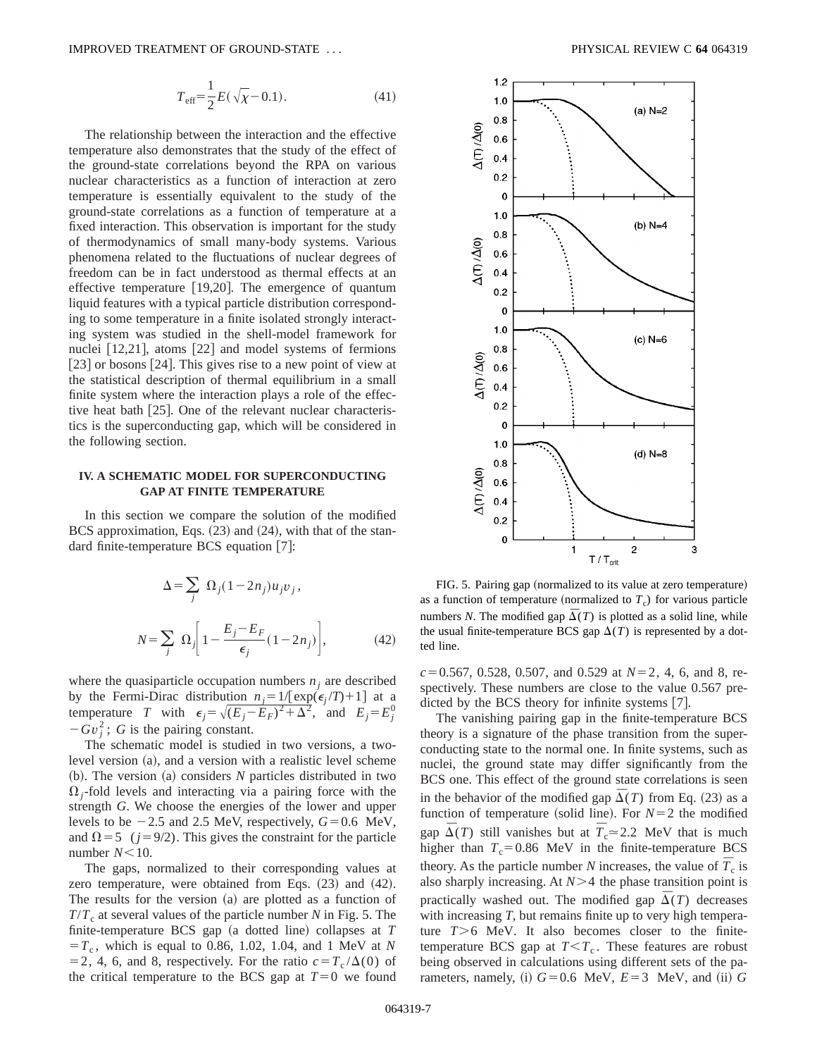$$T_{\rm eff} = \frac{1}{2} E(\sqrt{\chi} - 0.1). \tag{41}$$

The relationship between the interaction and the effective temperature also demonstrates that the study of the effect of the ground-state correlations beyond the RPA on various nuclear characteristics as a function of interaction at zero temperature is essentially equivalent to the study of the ground-state correlations as a function of temperature at a fixed interaction. This observation is important for the study of thermodynamics of small many-body systems. Various phenomena related to the fluctuations of nuclear degrees of freedom can be in fact understood as thermal effects at an effective temperature [19,20]. The emergence of quantum liquid features with a typical particle distribution corresponding to some temperature in a finite isolated strongly interacting system was studied in the shell-model framework for nuclei [12,21], atoms [22] and model systems of fermions [23] or bosons [24]. This gives rise to a new point of view at the statistical description of thermal equilibrium in a small finite system where the interaction plays a role of the effective heat bath [25]. One of the relevant nuclear characteristics is the superconducting gap, which will be considered in the following section.

## IV. A SCHEMATIC MODEL FOR SUPERCONDUCTING GAP AT FINITE TEMPERATURE

In this section we compare the solution of the modified BCS approximation, Eqs. (23) and (24), with that of the standard finite-temperature BCS equation [7]:

$$\Delta = \sum_j \Omega_j (1 - 2n_j) u_j v_j,$$

$$N = \sum_j \Omega_j \left[ 1 - \frac{E_j - E_F}{\epsilon_j}(1 - 2n_j) \right], \tag{42}$$

where the quasiparticle occupation numbers $n_j$ are described by the Fermi-Dirac distribution $n_j = 1/[\exp(\epsilon_j/T)+1]$ at a temperature $T$ with $\epsilon_j = \sqrt{(E_j - E_F)^2 + \Delta^2}$, and $E_j = E_j^0 - G v_j^2$; $G$ is the pairing constant.

The schematic model is studied in two versions, a two-level version (a), and a version with a realistic level scheme (b). The version (a) considers $N$ particles distributed in two $\Omega_j$-fold levels and interacting via a pairing force with the strength $G$. We choose the energies of the lower and upper levels to be $-2.5$ and 2.5 MeV, respectively, $G = 0.6$ MeV, and $\Omega = 5$ $(j = 9/2)$. This gives the constraint for the particle number $N < 10$.

The gaps, normalized to their corresponding values at zero temperature, were obtained from Eqs. (23) and (42). The results for the version (a) are plotted as a function of $T/T_c$ at several values of the particle number $N$ in Fig. 5. The finite-temperature BCS gap (a dotted line) collapses at $T = T_c$, which is equal to 0.86, 1.02, 1.04, and 1 MeV at $N = 2$, 4, 6, and 8, respectively. For the ratio $c = T_c/\Delta(0)$ of the critical temperature to the BCS gap at $T = 0$ we found

FIG. 5. Pairing gap (normalized to its value at zero temperature) as a function of temperature (normalized to $T_c$) for various particle numbers $N$. The modified gap $\bar{\Delta}(T)$ is plotted as a solid line, while the usual finite-temperature BCS gap $\Delta(T)$ is represented by a dotted line.

$c = 0.567$, 0.528, 0.507, and 0.529 at $N = 2$, 4, 6, and 8, respectively. These numbers are close to the value 0.567 predicted by the BCS theory for infinite systems [7].

The vanishing pairing gap in the finite-temperature BCS theory is a signature of the phase transition from the superconducting state to the normal one. In finite systems, such as nuclei, the ground state may differ significantly from the BCS one. This effect of the ground state correlations is seen in the behavior of the modified gap $\bar{\Delta}(T)$ from Eq. (23) as a function of temperature (solid line). For $N = 2$ the modified gap $\bar{\Delta}(T)$ still vanishes but at $\bar{T}_c \simeq 2.2$ MeV that is much higher than $T_c = 0.86$ MeV in the finite-temperature BCS theory. As the particle number $N$ increases, the value of $\bar{T}_c$ is also sharply increasing. At $N > 4$ the phase transition point is practically washed out. The modified gap $\bar{\Delta}(T)$ decreases with increasing $T$, but remains finite up to very high temperature $T > 6$ MeV. It also becomes closer to the finite-temperature BCS gap at $T < T_c$. These features are robust being observed in calculations using different sets of the parameters, namely, (i) $G = 0.6$ MeV, $E = 3$ MeV, and (ii) $G$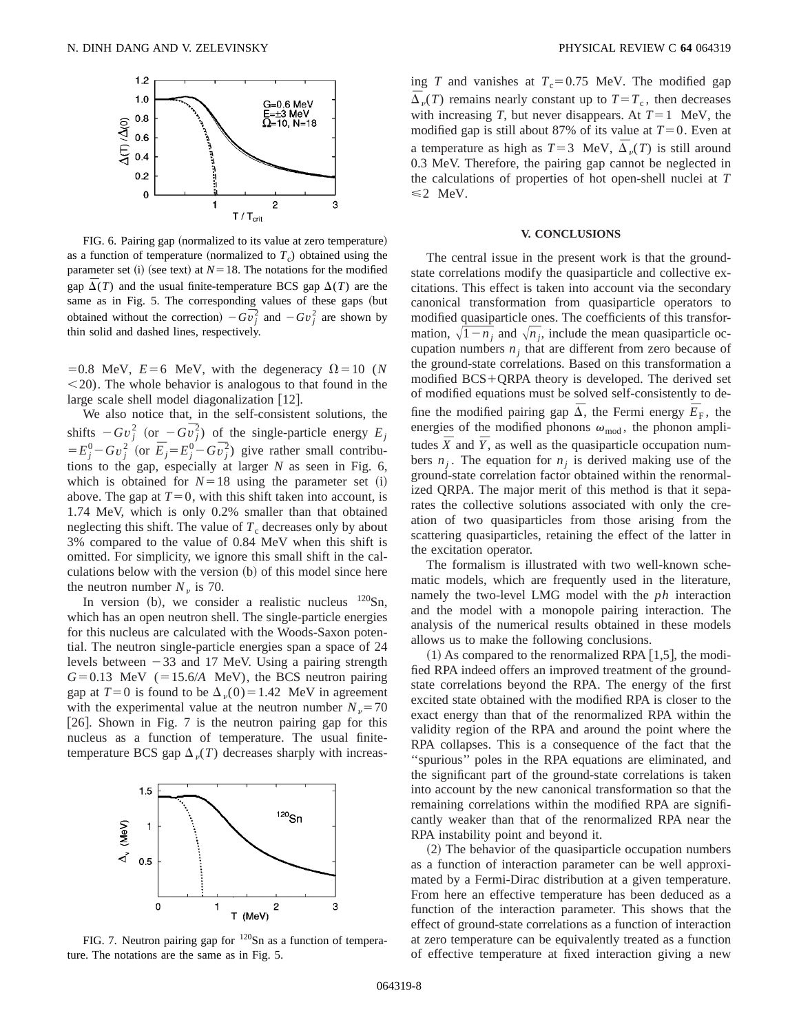FIG. 6. Pairing gap (normalized to its value at zero temperature) as a function of temperature (normalized to $T_c$) obtained using the parameter set (i) (see text) at $N=18$. The notations for the modified gap $\bar{\Delta}(T)$ and the usual finite-temperature BCS gap $\Delta(T)$ are the same as in Fig. 5. The corresponding values of these gaps (but obtained without the correction) $-G\bar{v}_j^2$ and $-Gv_j^2$ are shown by thin solid and dashed lines, respectively.

$=0.8$ MeV, $E=6$ MeV, with the degeneracy $\Omega=10$ ($N<20$). The whole behavior is analogous to that found in the large scale shell model diagonalization [12].

We also notice that, in the self-consistent solutions, the shifts $-Gv_j^2$ (or $-G\bar{v}_j^2$) of the single-particle energy $E_j = E_j^0 - Gv_j^2$ (or $\bar{E}_j = E_j^0 - G\bar{v}_j^2$) give rather small contributions to the gap, especially at larger $N$ as seen in Fig. 6, which is obtained for $N=18$ using the parameter set (i) above. The gap at $T=0$, with this shift taken into account, is 1.74 MeV, which is only 0.2% smaller than that obtained neglecting this shift. The value of $T_c$ decreases only by about 3% compared to the value of 0.84 MeV when this shift is omitted. For simplicity, we ignore this small shift in the calculations below with the version (b) of this model since here the neutron number $N_\nu$ is 70.

In version (b), we consider a realistic nucleus $^{120}$Sn, which has an open neutron shell. The single-particle energies for this nucleus are calculated with the Woods-Saxon potential. The neutron single-particle energies span a space of 24 levels between $-33$ and 17 MeV. Using a pairing strength $G=0.13$ MeV ($=15.6/A$ MeV), the BCS neutron pairing gap at $T=0$ is found to be $\Delta_\nu(0)=1.42$ MeV in agreement with the experimental value at the neutron number $N_\nu=70$ [26]. Shown in Fig. 7 is the neutron pairing gap for this nucleus as a function of temperature. The usual finite-temperature BCS gap $\Delta_\nu(T)$ decreases sharply with increasing $T$ and vanishes at $T_c=0.75$ MeV. The modified gap $\bar{\Delta}_\nu(T)$ remains nearly constant up to $T=T_c$, then decreases with increasing $T$, but never disappears. At $T=1$ MeV, the modified gap is still about 87% of its value at $T=0$. Even at a temperature as high as $T=3$ MeV, $\bar{\Delta}_\nu(T)$ is still around 0.3 MeV. Therefore, the pairing gap cannot be neglected in the calculations of properties of hot open-shell nuclei at $T \leqslant 2$ MeV.

FIG. 7. Neutron pairing gap for $^{120}$Sn as a function of temperature. The notations are the same as in Fig. 5.

## V. CONCLUSIONS

The central issue in the present work is that the ground-state correlations modify the quasiparticle and collective excitations. This effect is taken into account via the secondary canonical transformation from quasiparticle operators to modified quasiparticle ones. The coefficients of this transformation, $\sqrt{1-n_j}$ and $\sqrt{n_j}$, include the mean quasiparticle occupation numbers $n_j$ that are different from zero because of the ground-state correlations. Based on this transformation a modified BCS+QRPA theory is developed. The derived set of modified equations must be solved self-consistently to define the modified pairing gap $\bar{\Delta}$, the Fermi energy $\bar{E}_{\rm F}$, the energies of the modified phonons $\omega_{\rm mod}$, the phonon amplitudes $\bar{X}$ and $\bar{Y}$, as well as the quasiparticle occupation numbers $n_j$. The equation for $n_j$ is derived making use of the ground-state correlation factor obtained within the renormalized QRPA. The major merit of this method is that it separates the collective solutions associated with only the creation of two quasiparticles from those arising from the scattering quasiparticles, retaining the effect of the latter in the excitation operator.

The formalism is illustrated with two well-known schematic models, which are frequently used in the literature, namely the two-level LMG model with the $ph$ interaction and the model with a monopole pairing interaction. The analysis of the numerical results obtained in these models allows us to make the following conclusions.

(1) As compared to the renormalized RPA [1,5], the modified RPA indeed offers an improved treatment of the ground-state correlations beyond the RPA. The energy of the first excited state obtained with the modified RPA is closer to the exact energy than that of the renormalized RPA within the validity region of the RPA and around the point where the RPA collapses. This is a consequence of the fact that the "spurious" poles in the RPA equations are eliminated, and the significant part of the ground-state correlations is taken into account by the new canonical transformation so that the remaining correlations within the modified RPA are significantly weaker than that of the renormalized RPA near the RPA instability point and beyond it.

(2) The behavior of the quasiparticle occupation numbers as a function of interaction parameter can be well approximated by a Fermi-Dirac distribution at a given temperature. From here an effective temperature has been deduced as a function of the interaction parameter. This shows that the effect of ground-state correlations as a function of interaction at zero temperature can be equivalently treated as a function of effective temperature at fixed interaction giving a new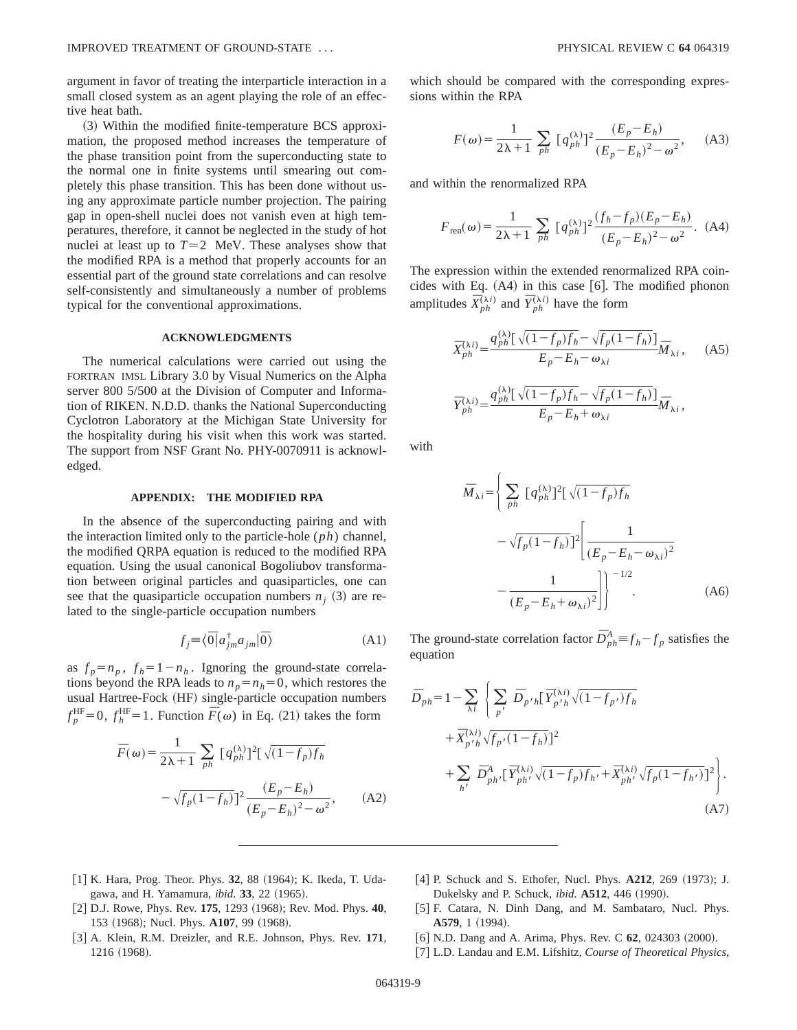argument in favor of treating the interparticle interaction in a small closed system as an agent playing the role of an effective heat bath.

(3) Within the modified finite-temperature BCS approximation, the proposed method increases the temperature of the phase transition point from the superconducting state to the normal one in finite systems until smearing out completely this phase transition. This has been done without using any approximate particle number projection. The pairing gap in open-shell nuclei does not vanish even at high temperatures, therefore, it cannot be neglected in the study of hot nuclei at least up to $T \simeq 2$ MeV. These analyses show that the modified RPA is a method that properly accounts for an essential part of the ground state correlations and can resolve self-consistently and simultaneously a number of problems typical for the conventional approximations.

## ACKNOWLEDGMENTS

The numerical calculations were carried out using the FORTRAN IMSL Library 3.0 by Visual Numerics on the Alpha server 800 5/500 at the Division of Computer and Information of RIKEN. N.D.D. thanks the National Superconducting Cyclotron Laboratory at the Michigan State University for the hospitality during his visit when this work was started. The support from NSF Grant No. PHY-0070911 is acknowledged.

## APPENDIX: THE MODIFIED RPA

In the absence of the superconducting pairing and with the interaction limited only to the particle-hole $(ph)$ channel, the modified QRPA equation is reduced to the modified RPA equation. Using the usual canonical Bogoliubov transformation between original particles and quasiparticles, one can see that the quasiparticle occupation numbers $n_j$ (3) are related to the single-particle occupation numbers

$$f_j \equiv \langle \bar{0} | a_{jm}^{\dagger} a_{jm} | \bar{0} \rangle \qquad \text{(A1)}$$

as $f_p = n_p$, $f_h = 1 - n_h$. Ignoring the ground-state correlations beyond the RPA leads to $n_p = n_h = 0$, which restores the usual Hartree-Fock (HF) single-particle occupation numbers $f_p^{\rm HF} = 0$, $f_h^{\rm HF} = 1$. Function $\bar{F}(\omega)$ in Eq. (21) takes the form

$$\bar{F}(\omega) = \frac{1}{2\lambda+1} \sum_{ph} [q_{ph}^{(\lambda)}]^2 [\sqrt{(1-f_p)f_h} - \sqrt{f_p(1-f_h)}]^2 \frac{(E_p - E_h)}{(E_p - E_h)^2 - \omega^2}, \qquad \text{(A2)}$$

which should be compared with the corresponding expressions within the RPA

$$F(\omega) = \frac{1}{2\lambda+1} \sum_{ph} [q_{ph}^{(\lambda)}]^2 \frac{(E_p - E_h)}{(E_p - E_h)^2 - \omega^2}, \qquad \text{(A3)}$$

and within the renormalized RPA

$$F_{\rm ren}(\omega) = \frac{1}{2\lambda+1} \sum_{ph} [q_{ph}^{(\lambda)}]^2 \frac{(f_h - f_p)(E_p - E_h)}{(E_p - E_h)^2 - \omega^2}. \qquad \text{(A4)}$$

The expression within the extended renormalized RPA coincides with Eq. (A4) in this case [6]. The modified phonon amplitudes $\bar{X}_{ph}^{(\lambda i)}$ and $\bar{Y}_{ph}^{(\lambda i)}$ have the form

$$\bar{X}_{ph}^{(\lambda i)} = \frac{q_{ph}^{(\lambda)} [\sqrt{(1-f_p)f_h} - \sqrt{f_p(1-f_h)}]}{E_p - E_h - \omega_{\lambda i}} \bar{M}_{\lambda i}, \qquad \text{(A5)}$$

$$\bar{Y}_{ph}^{(\lambda i)} = \frac{q_{ph}^{(\lambda)} [\sqrt{(1-f_p)f_h} - \sqrt{f_p(1-f_h)}]}{E_p - E_h + \omega_{\lambda i}} \bar{M}_{\lambda i},$$

with

$$\bar{M}_{\lambda i} = \left\{ \sum_{ph} [q_{ph}^{(\lambda)}]^2 [\sqrt{(1-f_p)f_h} - \sqrt{f_p(1-f_h)}]^2 \left[ \frac{1}{(E_p - E_h - \omega_{\lambda i})^2} - \frac{1}{(E_p - E_h + \omega_{\lambda i})^2} \right] \right\}^{-1/2}. \qquad \text{(A6)}$$

The ground-state correlation factor $\bar{D}_{ph}^{A} \equiv f_h - f_p$ satisfies the equation

$$\bar{D}_{ph} = 1 - \sum_{\lambda i} \left\{ \sum_{p'} \bar{D}_{p'h} [\bar{Y}_{p'h}^{(\lambda i)} \sqrt{(1-f_{p'})f_h} + \bar{X}_{p'h}^{(\lambda i)} \sqrt{f_{p'}(1-f_h)}]^2 + \sum_{h'} \bar{D}_{ph'}^{A} [\bar{Y}_{ph'}^{(\lambda i)} \sqrt{(1-f_p)f_{h'}} + \bar{X}_{ph'}^{(\lambda i)} \sqrt{f_p(1-f_{h'})}]^2 \right\}. \qquad \text{(A7)}$$

---

[1] K. Hara, Prog. Theor. Phys. **32**, 88 (1964); K. Ikeda, T. Udagawa, and H. Yamamura, *ibid.* **33**, 22 (1965).

[2] D.J. Rowe, Phys. Rev. **175**, 1293 (1968); Rev. Mod. Phys. **40**, 153 (1968); Nucl. Phys. **A107**, 99 (1968).

[3] A. Klein, R.M. Dreizler, and R.E. Johnson, Phys. Rev. **171**, 1216 (1968).

[4] P. Schuck and S. Ethofer, Nucl. Phys. **A212**, 269 (1973); J. Dukelsky and P. Schuck, *ibid.* **A512**, 446 (1990).

[5] F. Catara, N. Dinh Dang, and M. Sambataro, Nucl. Phys. **A579**, 1 (1994).

[6] N.D. Dang and A. Arima, Phys. Rev. C **62**, 024303 (2000).

[7] L.D. Landau and E.M. Lifshitz, *Course of Theoretical Physics*,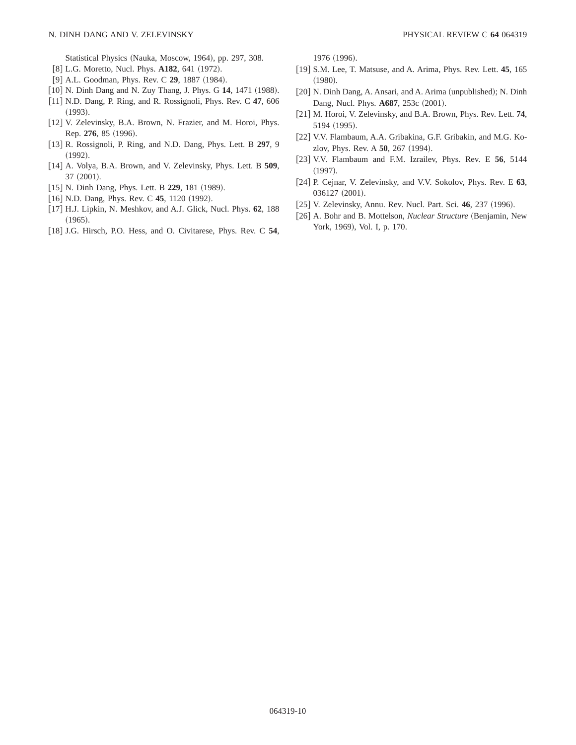Statistical Physics (Nauka, Moscow, 1964), pp. 297, 308.

[8] L.G. Moretto, Nucl. Phys. **A182**, 641 (1972).

[9] A.L. Goodman, Phys. Rev. C **29**, 1887 (1984).

[10] N. Dinh Dang and N. Zuy Thang, J. Phys. G **14**, 1471 (1988).

[11] N.D. Dang, P. Ring, and R. Rossignoli, Phys. Rev. C **47**, 606 (1993).

[12] V. Zelevinsky, B.A. Brown, N. Frazier, and M. Horoi, Phys. Rep. **276**, 85 (1996).

[13] R. Rossignoli, P. Ring, and N.D. Dang, Phys. Lett. B **297**, 9 (1992).

[14] A. Volya, B.A. Brown, and V. Zelevinsky, Phys. Lett. B **509**, 37 (2001).

[15] N. Dinh Dang, Phys. Lett. B **229**, 181 (1989).

[16] N.D. Dang, Phys. Rev. C **45**, 1120 (1992).

[17] H.J. Lipkin, N. Meshkov, and A.J. Glick, Nucl. Phys. **62**, 188 (1965).

[18] J.G. Hirsch, P.O. Hess, and O. Civitarese, Phys. Rev. C **54**, 1976 (1996).

[19] S.M. Lee, T. Matsuse, and A. Arima, Phys. Rev. Lett. **45**, 165 (1980).

[20] N. Dinh Dang, A. Ansari, and A. Arima (unpublished); N. Dinh Dang, Nucl. Phys. **A687**, 253c (2001).

[21] M. Horoi, V. Zelevinsky, and B.A. Brown, Phys. Rev. Lett. **74**, 5194 (1995).

[22] V.V. Flambaum, A.A. Gribakina, G.F. Gribakin, and M.G. Kozlov, Phys. Rev. A **50**, 267 (1994).

[23] V.V. Flambaum and F.M. Izrailev, Phys. Rev. E **56**, 5144 (1997).

[24] P. Cejnar, V. Zelevinsky, and V.V. Sokolov, Phys. Rev. E **63**, 036127 (2001).

[25] V. Zelevinsky, Annu. Rev. Nucl. Part. Sci. **46**, 237 (1996).

[26] A. Bohr and B. Mottelson, *Nuclear Structure* (Benjamin, New York, 1969), Vol. I, p. 170.